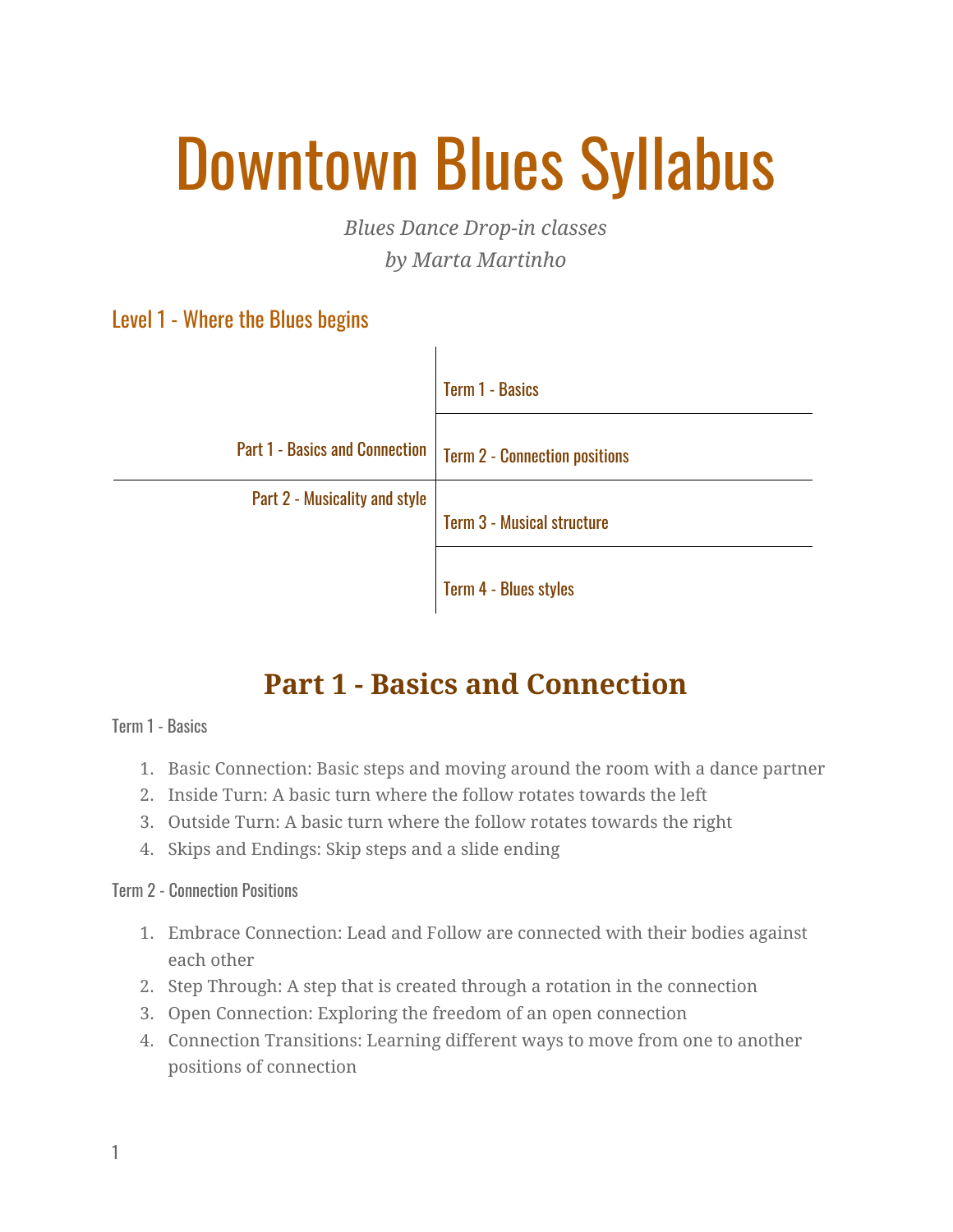# Downtown Blues Syllabus

*Blues Dance Drop-in classes*
*by Marta Martinho*

## Level 1 - Where the Blues begins

| Part | Term |
| --- | --- |
| Part 1 - Basics and Connection | Term 1 - Basics |
| | Term 2 - Connection positions |
| Part 2 - Musicality and style | Term 3 - Musical structure |
| | Term 4 - Blues styles |

## Part 1 - Basics and Connection

Term 1 - Basics

1. Basic Connection: Basic steps and moving around the room with a dance partner
2. Inside Turn: A basic turn where the follow rotates towards the left
3. Outside Turn: A basic turn where the follow rotates towards the right
4. Skips and Endings: Skip steps and a slide ending

Term 2 - Connection Positions

1. Embrace Connection: Lead and Follow are connected with their bodies against each other
2. Step Through: A step that is created through a rotation in the connection
3. Open Connection: Exploring the freedom of an open connection
4. Connection Transitions: Learning different ways to move from one to another positions of connection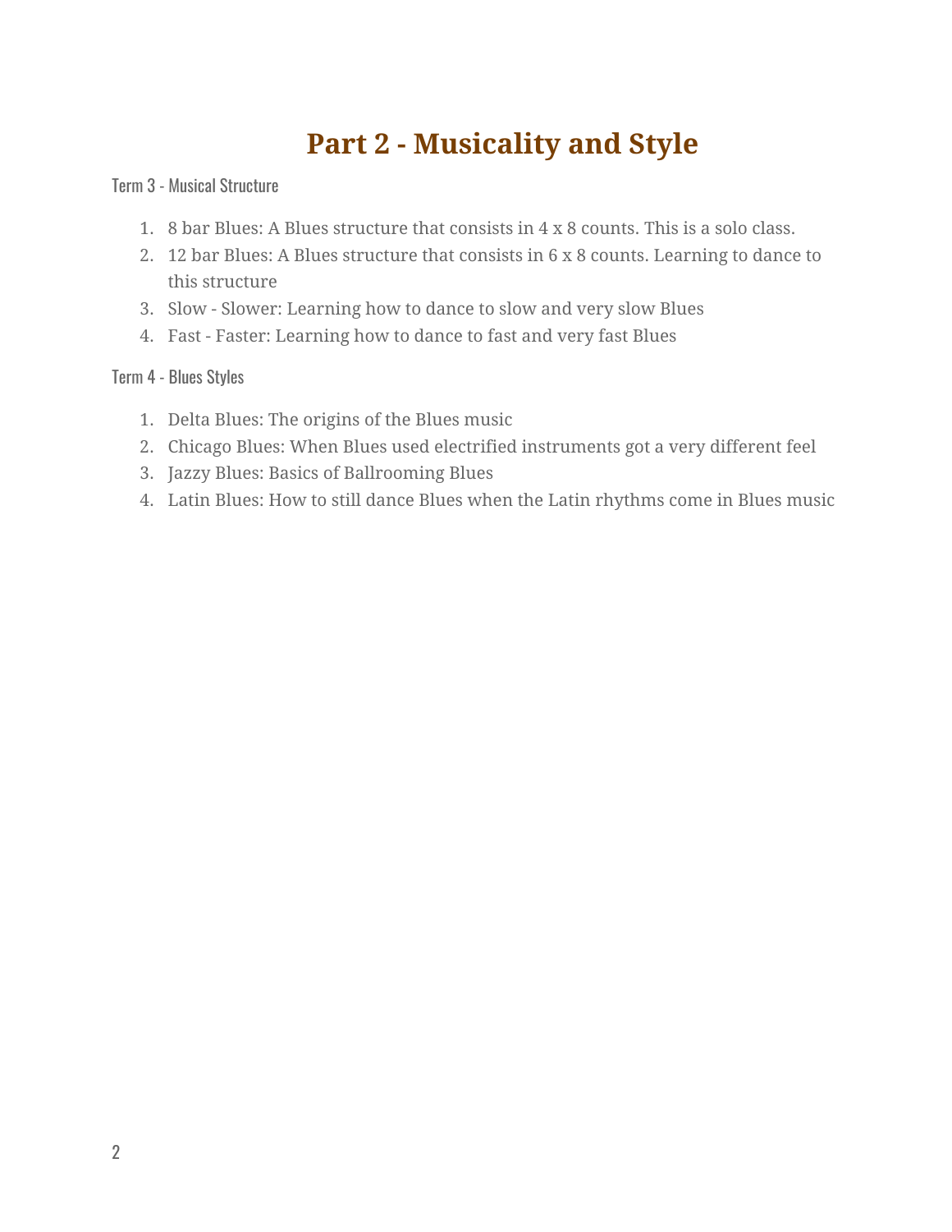# Part 2 - Musicality and Style

Term 3 - Musical Structure

1. 8 bar Blues: A Blues structure that consists in 4 x 8 counts. This is a solo class.
2. 12 bar Blues: A Blues structure that consists in 6 x 8 counts. Learning to dance to this structure
3. Slow - Slower: Learning how to dance to slow and very slow Blues
4. Fast - Faster: Learning how to dance to fast and very fast Blues

Term 4 - Blues Styles

1. Delta Blues: The origins of the Blues music
2. Chicago Blues: When Blues used electrified instruments got a very different feel
3. Jazzy Blues: Basics of Ballrooming Blues
4. Latin Blues: How to still dance Blues when the Latin rhythms come in Blues music